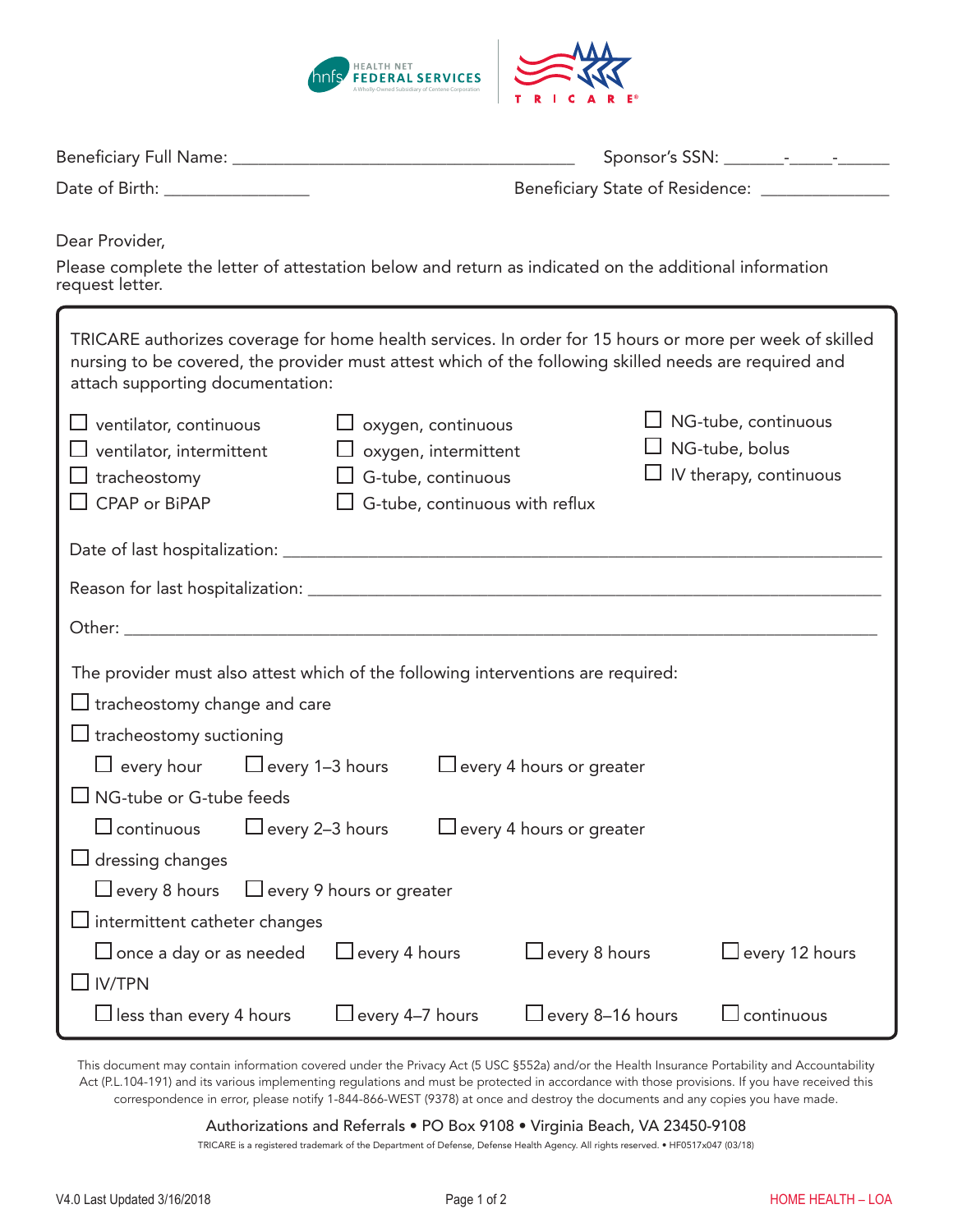HEALTH NET FEDERAL SERVICES
A Wholly-Owned Subsidiary of Centene Corporation

TRICARE®

Beneficiary Full Name: ______________________________ Sponsor's SSN: _______-_____-______

Date of Birth: ________________ Beneficiary State of Residence: ______________

Dear Provider,

Please complete the letter of attestation below and return as indicated on the additional information request letter.

TRICARE authorizes coverage for home health services. In order for 15 hours or more per week of skilled nursing to be covered, the provider must attest which of the following skilled needs are required and attach supporting documentation:

- ☐ ventilator, continuous
- ☐ ventilator, intermittent
- ☐ tracheostomy
- ☐ CPAP or BiPAP
- ☐ oxygen, continuous
- ☐ oxygen, intermittent
- ☐ G-tube, continuous
- ☐ G-tube, continuous with reflux
- ☐ NG-tube, continuous
- ☐ NG-tube, bolus
- ☐ IV therapy, continuous

Date of last hospitalization: ______________________________

Reason for last hospitalization: ______________________________

Other: ______________________________

The provider must also attest which of the following interventions are required:

- ☐ tracheostomy change and care
- ☐ tracheostomy suctioning
  - ☐ every hour ☐ every 1–3 hours ☐ every 4 hours or greater
- ☐ NG-tube or G-tube feeds
  - ☐ continuous ☐ every 2–3 hours ☐ every 4 hours or greater
- ☐ dressing changes
  - ☐ every 8 hours ☐ every 9 hours or greater
- ☐ intermittent catheter changes
  - ☐ once a day or as needed ☐ every 4 hours ☐ every 8 hours ☐ every 12 hours
- ☐ IV/TPN
  - ☐ less than every 4 hours ☐ every 4–7 hours ☐ every 8–16 hours ☐ continuous

This document may contain information covered under the Privacy Act (5 USC §552a) and/or the Health Insurance Portability and Accountability Act (P.L.104-191) and its various implementing regulations and must be protected in accordance with those provisions. If you have received this correspondence in error, please notify 1-844-866-WEST (9378) at once and destroy the documents and any copies you have made.

Authorizations and Referrals • PO Box 9108 • Virginia Beach, VA 23450-9108

TRICARE is a registered trademark of the Department of Defense, Defense Health Agency. All rights reserved. • HF0517x047 (03/18)

V4.0 Last Updated 3/16/2018 HOME HEALTH – LOA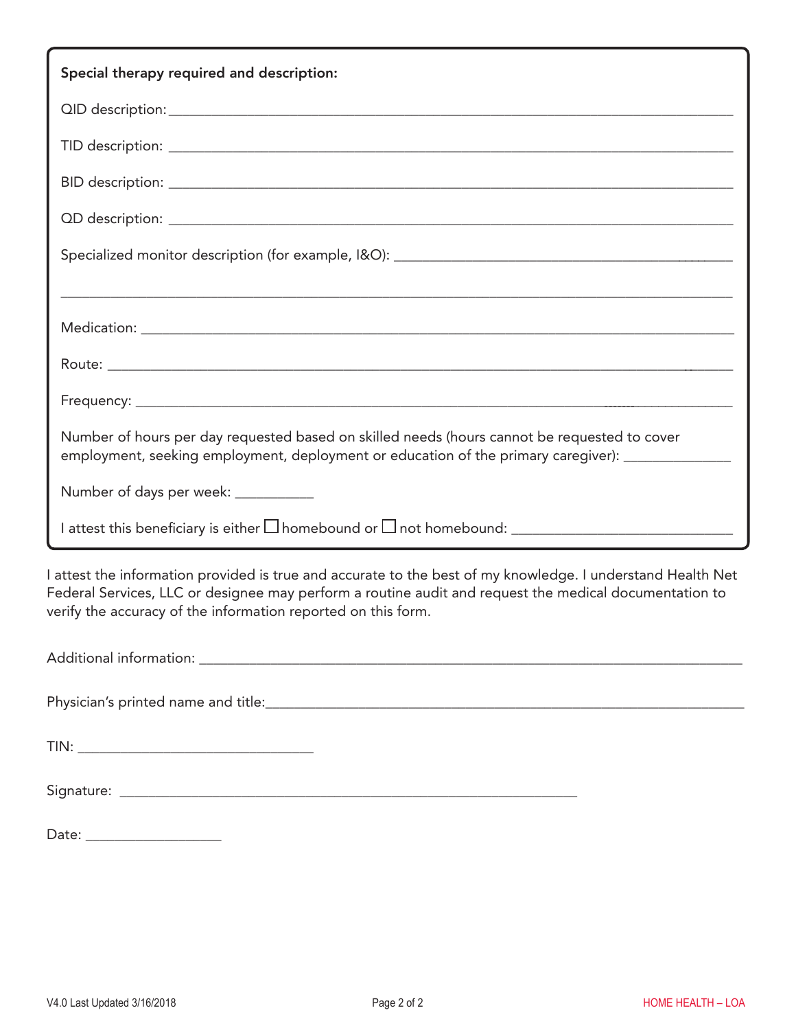**Special therapy required and description:**

QID description: ___________________________________________________________________________

TID description: ___________________________________________________________________________

BID description: ___________________________________________________________________________

QD description: ___________________________________________________________________________

Specialized monitor description (for example, I&O): ___________________________________________

_______________________________________________________________________________________

Medication: ______________________________________________________________________________

Route: __________________________________________________________________________________

Frequency: _______________________________________________________________________________

Number of hours per day requested based on skilled needs (hours cannot be requested to cover employment, seeking employment, deployment or education of the primary caregiver): ______________

Number of days per week: __________

I attest this beneficiary is either ☐ homebound or ☐ not homebound: ____________________________

I attest the information provided is true and accurate to the best of my knowledge. I understand Health Net Federal Services, LLC or designee may perform a routine audit and request the medical documentation to verify the accuracy of the information reported on this form.

Additional information: ____________________________________________________________________

Physician's printed name and title: ____________________________________________________________

TIN: ______________________________

Signature: ____________________________________________________________

Date: __________________

V4.0 Last Updated 3/16/2018

HOME HEALTH – LOA